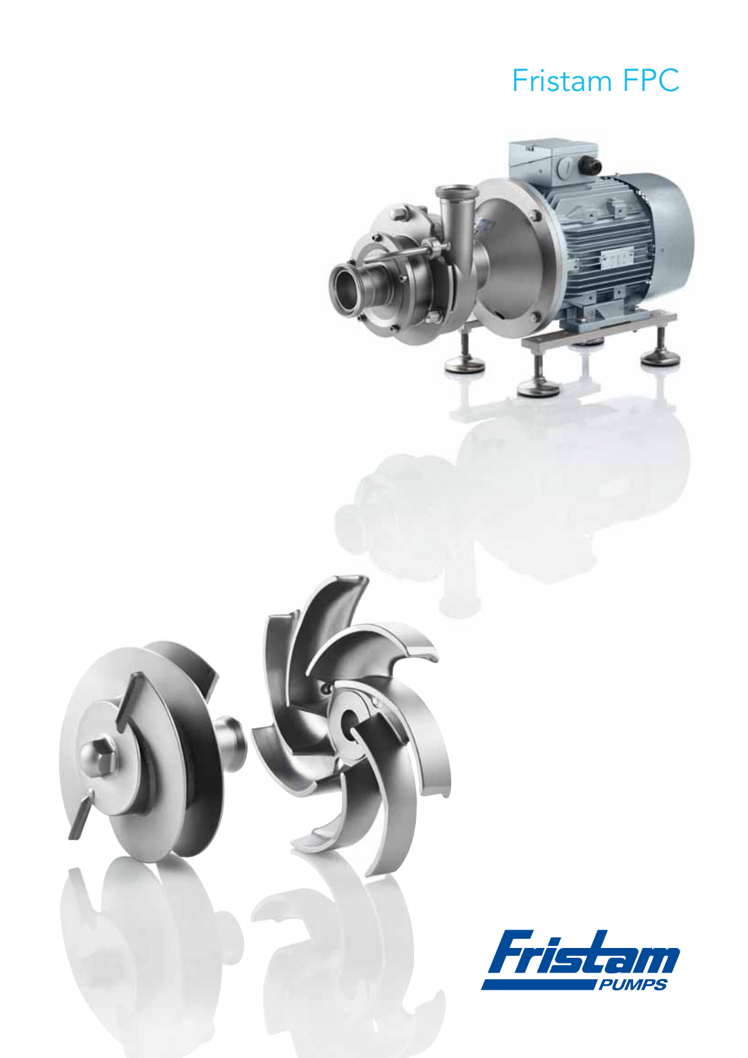# Fristam FPC

Fristam PUMPS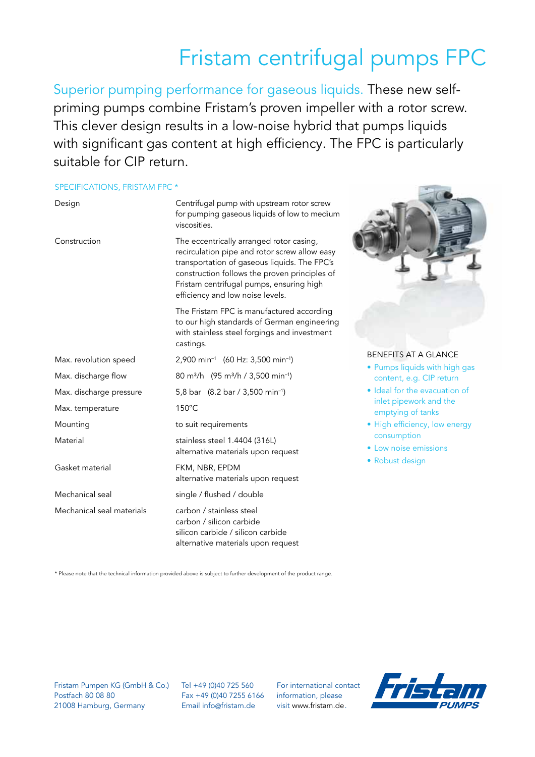# Fristam centrifugal pumps FPC

Superior pumping performance for gaseous liquids. These new self-priming pumps combine Fristam's proven impeller with a rotor screw. This clever design results in a low-noise hybrid that pumps liquids with significant gas content at high efficiency. The FPC is particularly suitable for CIP return.

## SPECIFICATIONS, FRISTAM FPC *

| | |
|---|---|
| Design | Centrifugal pump with upstream rotor screw for pumping gaseous liquids of low to medium viscosities. |
| Construction | The eccentrically arranged rotor casing, recirculation pipe and rotor screw allow easy transportation of gaseous liquids. The FPC's construction follows the proven principles of Fristam centrifugal pumps, ensuring high efficiency and low noise levels.<br><br>The Fristam FPC is manufactured according to our high standards of German engineering with stainless steel forgings and investment castings. |
| Max. revolution speed | 2,900 min$^{-1}$ (60 Hz: 3,500 min$^{-1}$) |
| Max. discharge flow | 80 m$^3$/h (95 m$^3$/h / 3,500 min$^{-1}$) |
| Max. discharge pressure | 5,8 bar (8.2 bar / 3,500 min$^{-1}$) |
| Max. temperature | 150°C |
| Mounting | to suit requirements |
| Material | stainless steel 1.4404 (316L)<br>alternative materials upon request |
| Gasket material | FKM, NBR, EPDM<br>alternative materials upon request |
| Mechanical seal | single / flushed / double |
| Mechanical seal materials | carbon / stainless steel<br>carbon / silicon carbide<br>silicon carbide / silicon carbide<br>alternative materials upon request |

## BENEFITS AT A GLANCE

- Pumps liquids with high gas content, e.g. CIP return
- Ideal for the evacuation of inlet pipework and the emptying of tanks
- High efficiency, low energy consumption
- Low noise emissions
- Robust design

* Please note that the technical information provided above is subject to further development of the product range.

Fristam Pumpen KG (GmbH & Co.)
Postfach 80 08 80
21008 Hamburg, Germany

Tel +49 (0)40 725 560
Fax +49 (0)40 7255 6166
Email info@fristam.de

For international contact information, please visit www.fristam.de.

Fristam PUMPS